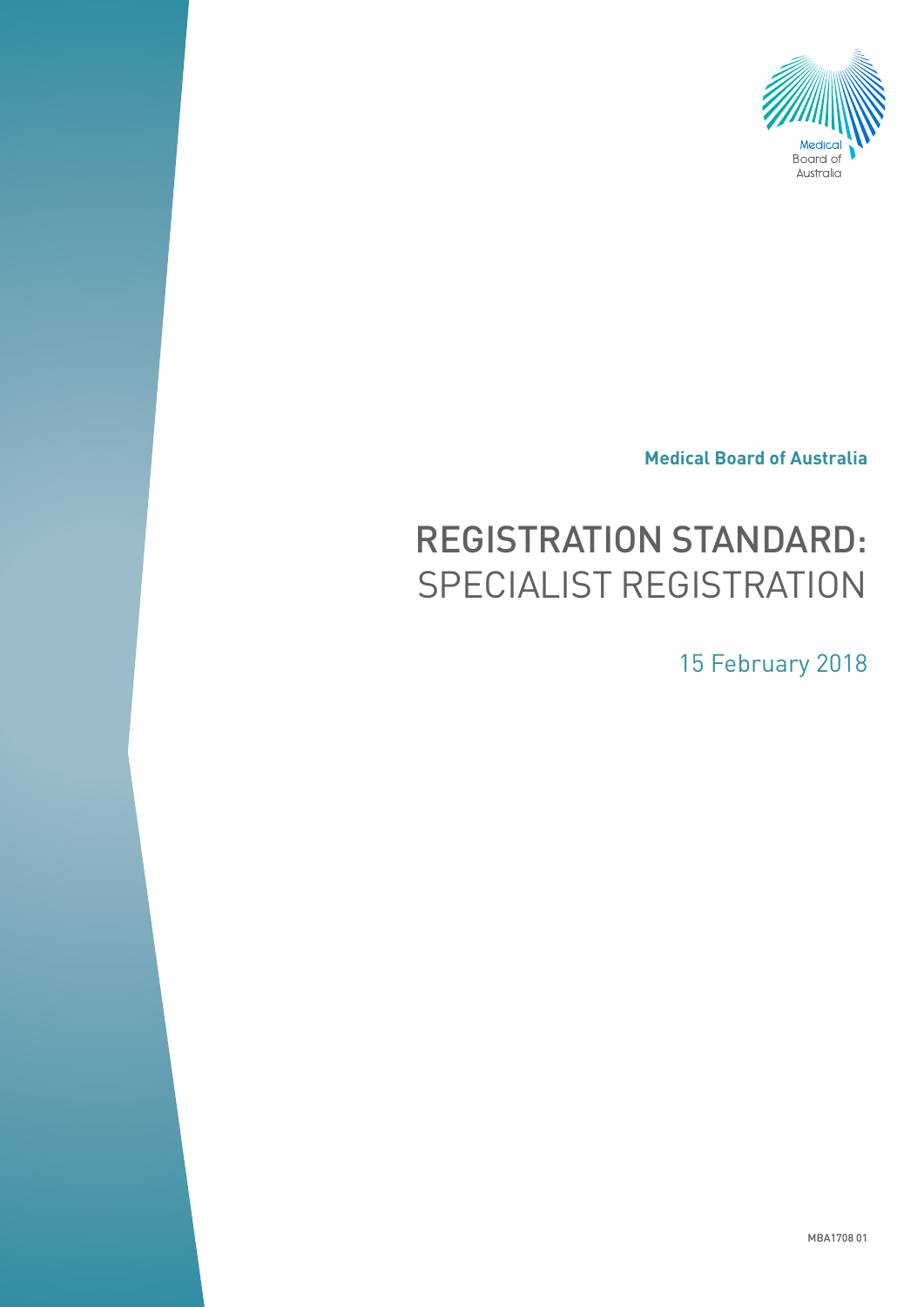Medical Board of Australia

# REGISTRATION STANDARD: SPECIALIST REGISTRATION

15 February 2018

MBA1708 01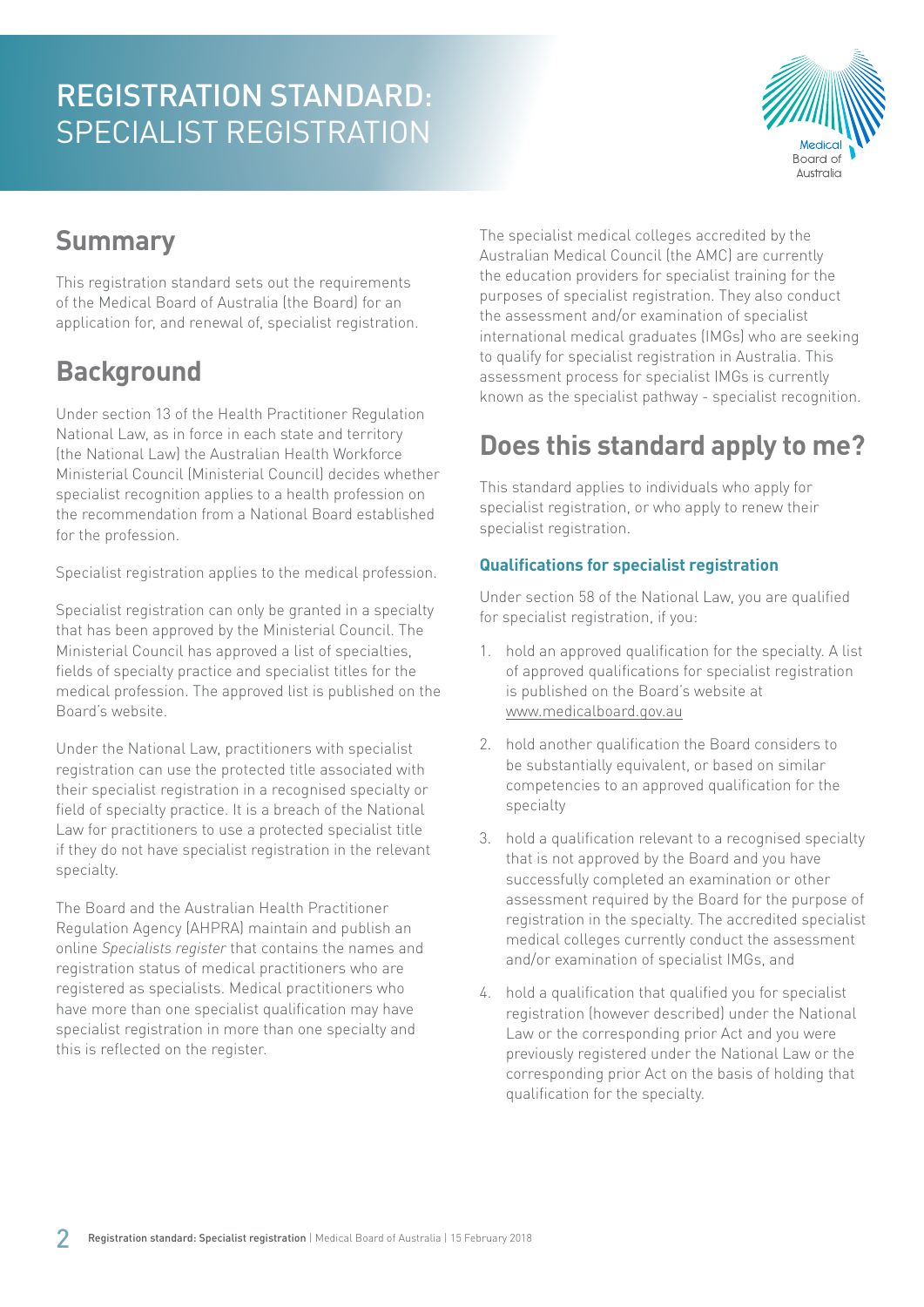# REGISTRATION STANDARD: SPECIALIST REGISTRATION

## Summary

This registration standard sets out the requirements of the Medical Board of Australia (the Board) for an application for, and renewal of, specialist registration.

## Background

Under section 13 of the Health Practitioner Regulation National Law, as in force in each state and territory (the National Law) the Australian Health Workforce Ministerial Council (Ministerial Council) decides whether specialist recognition applies to a health profession on the recommendation from a National Board established for the profession.

Specialist registration applies to the medical profession.

Specialist registration can only be granted in a specialty that has been approved by the Ministerial Council. The Ministerial Council has approved a list of specialties, fields of specialty practice and specialist titles for the medical profession. The approved list is published on the Board's website.

Under the National Law, practitioners with specialist registration can use the protected title associated with their specialist registration in a recognised specialty or field of specialty practice. It is a breach of the National Law for practitioners to use a protected specialist title if they do not have specialist registration in the relevant specialty.

The Board and the Australian Health Practitioner Regulation Agency (AHPRA) maintain and publish an online *Specialists register* that contains the names and registration status of medical practitioners who are registered as specialists. Medical practitioners who have more than one specialist qualification may have specialist registration in more than one specialty and this is reflected on the register.

The specialist medical colleges accredited by the Australian Medical Council (the AMC) are currently the education providers for specialist training for the purposes of specialist registration. They also conduct the assessment and/or examination of specialist international medical graduates (IMGs) who are seeking to qualify for specialist registration in Australia. This assessment process for specialist IMGs is currently known as the specialist pathway - specialist recognition.

## Does this standard apply to me?

This standard applies to individuals who apply for specialist registration, or who apply to renew their specialist registration.

### Qualifications for specialist registration

Under section 58 of the National Law, you are qualified for specialist registration, if you:

1. hold an approved qualification for the specialty. A list of approved qualifications for specialist registration is published on the Board's website at www.medicalboard.gov.au
2. hold another qualification the Board considers to be substantially equivalent, or based on similar competencies to an approved qualification for the specialty
3. hold a qualification relevant to a recognised specialty that is not approved by the Board and you have successfully completed an examination or other assessment required by the Board for the purpose of registration in the specialty. The accredited specialist medical colleges currently conduct the assessment and/or examination of specialist IMGs, and
4. hold a qualification that qualified you for specialist registration (however described) under the National Law or the corresponding prior Act and you were previously registered under the National Law or the corresponding prior Act on the basis of holding that qualification for the specialty.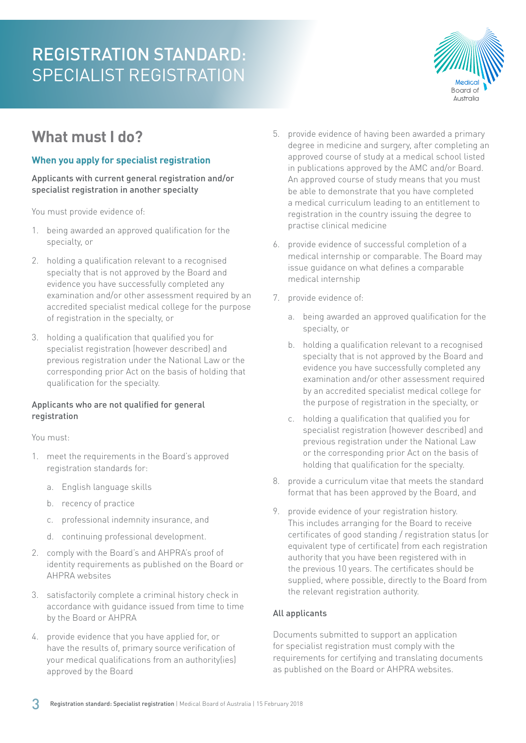# REGISTRATION STANDARD: SPECIALIST REGISTRATION

## What must I do?

### When you apply for specialist registration

#### Applicants with current general registration and/or specialist registration in another specialty

You must provide evidence of:

1. being awarded an approved qualification for the specialty, or
2. holding a qualification relevant to a recognised specialty that is not approved by the Board and evidence you have successfully completed any examination and/or other assessment required by an accredited specialist medical college for the purpose of registration in the specialty, or
3. holding a qualification that qualified you for specialist registration (however described) and previous registration under the National Law or the corresponding prior Act on the basis of holding that qualification for the specialty.

#### Applicants who are not qualified for general registration

You must:

1. meet the requirements in the Board's approved registration standards for:
   a. English language skills
   b. recency of practice
   c. professional indemnity insurance, and
   d. continuing professional development.
2. comply with the Board's and AHPRA's proof of identity requirements as published on the Board or AHPRA websites
3. satisfactorily complete a criminal history check in accordance with guidance issued from time to time by the Board or AHPRA
4. provide evidence that you have applied for, or have the results of, primary source verification of your medical qualifications from an authority(ies) approved by the Board
5. provide evidence of having been awarded a primary degree in medicine and surgery, after completing an approved course of study at a medical school listed in publications approved by the AMC and/or Board. An approved course of study means that you must be able to demonstrate that you have completed a medical curriculum leading to an entitlement to registration in the country issuing the degree to practise clinical medicine
6. provide evidence of successful completion of a medical internship or comparable. The Board may issue guidance on what defines a comparable medical internship
7. provide evidence of:
   a. being awarded an approved qualification for the specialty, or
   b. holding a qualification relevant to a recognised specialty that is not approved by the Board and evidence you have successfully completed any examination and/or other assessment required by an accredited specialist medical college for the purpose of registration in the specialty, or
   c. holding a qualification that qualified you for specialist registration (however described) and previous registration under the National Law or the corresponding prior Act on the basis of holding that qualification for the specialty.
8. provide a curriculum vitae that meets the standard format that has been approved by the Board, and
9. provide evidence of your registration history. This includes arranging for the Board to receive certificates of good standing / registration status (or equivalent type of certificate) from each registration authority that you have been registered with in the previous 10 years. The certificates should be supplied, where possible, directly to the Board from the relevant registration authority.

#### All applicants

Documents submitted to support an application for specialist registration must comply with the requirements for certifying and translating documents as published on the Board or AHPRA websites.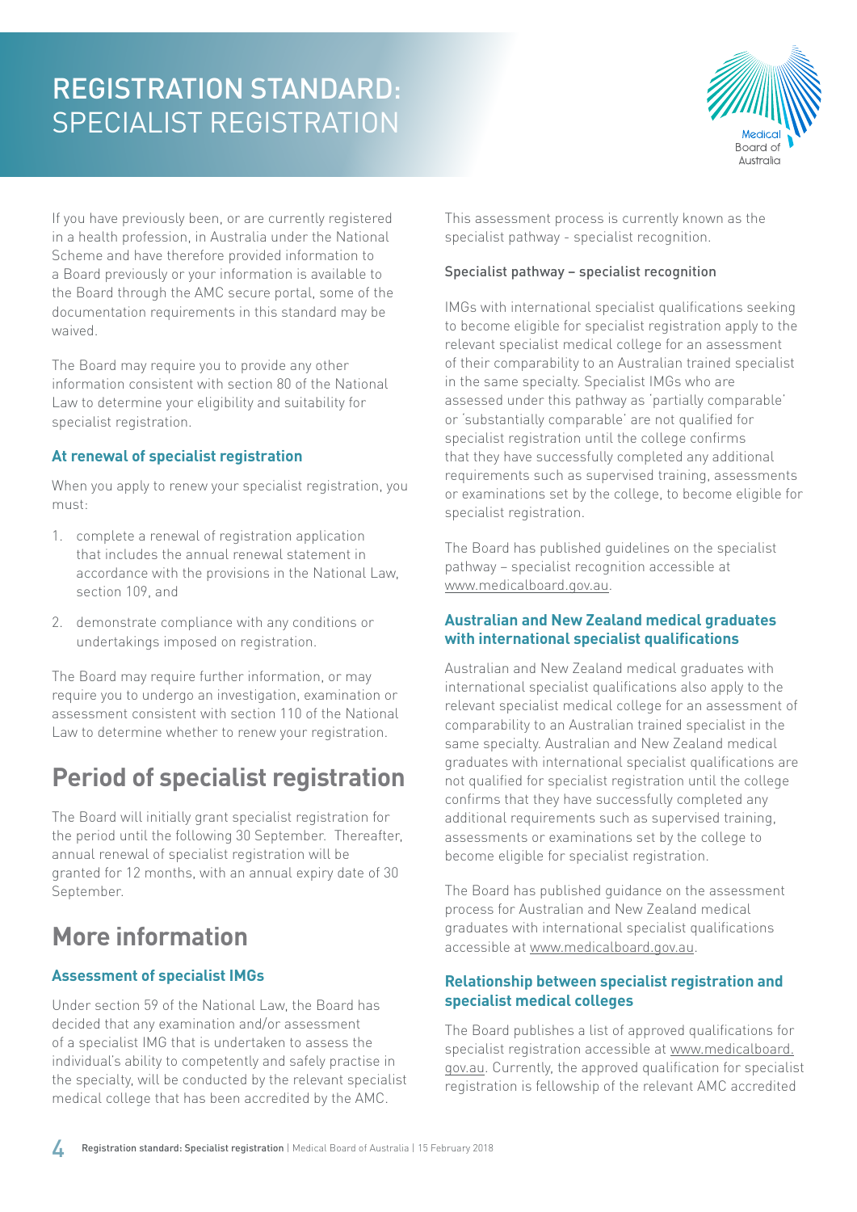If you have previously been, or are currently registered in a health profession, in Australia under the National Scheme and have therefore provided information to a Board previously or your information is available to the Board through the AMC secure portal, some of the documentation requirements in this standard may be waived.

The Board may require you to provide any other information consistent with section 80 of the National Law to determine your eligibility and suitability for specialist registration.

### At renewal of specialist registration

When you apply to renew your specialist registration, you must:

1. complete a renewal of registration application that includes the annual renewal statement in accordance with the provisions in the National Law, section 109, and
2. demonstrate compliance with any conditions or undertakings imposed on registration.

The Board may require further information, or may require you to undergo an investigation, examination or assessment consistent with section 110 of the National Law to determine whether to renew your registration.

## Period of specialist registration

The Board will initially grant specialist registration for the period until the following 30 September. Thereafter, annual renewal of specialist registration will be granted for 12 months, with an annual expiry date of 30 September.

## More information

### Assessment of specialist IMGs

Under section 59 of the National Law, the Board has decided that any examination and/or assessment of a specialist IMG that is undertaken to assess the individual's ability to competently and safely practise in the specialty, will be conducted by the relevant specialist medical college that has been accredited by the AMC.

This assessment process is currently known as the specialist pathway - specialist recognition.

#### Specialist pathway – specialist recognition

IMGs with international specialist qualifications seeking to become eligible for specialist registration apply to the relevant specialist medical college for an assessment of their comparability to an Australian trained specialist in the same specialty. Specialist IMGs who are assessed under this pathway as 'partially comparable' or 'substantially comparable' are not qualified for specialist registration until the college confirms that they have successfully completed any additional requirements such as supervised training, assessments or examinations set by the college, to become eligible for specialist registration.

The Board has published guidelines on the specialist pathway – specialist recognition accessible at www.medicalboard.gov.au.

### Australian and New Zealand medical graduates with international specialist qualifications

Australian and New Zealand medical graduates with international specialist qualifications also apply to the relevant specialist medical college for an assessment of comparability to an Australian trained specialist in the same specialty. Australian and New Zealand medical graduates with international specialist qualifications are not qualified for specialist registration until the college confirms that they have successfully completed any additional requirements such as supervised training, assessments or examinations set by the college to become eligible for specialist registration.

The Board has published guidance on the assessment process for Australian and New Zealand medical graduates with international specialist qualifications accessible at www.medicalboard.gov.au.

### Relationship between specialist registration and specialist medical colleges

The Board publishes a list of approved qualifications for specialist registration accessible at www.medicalboard.gov.au. Currently, the approved qualification for specialist registration is fellowship of the relevant AMC accredited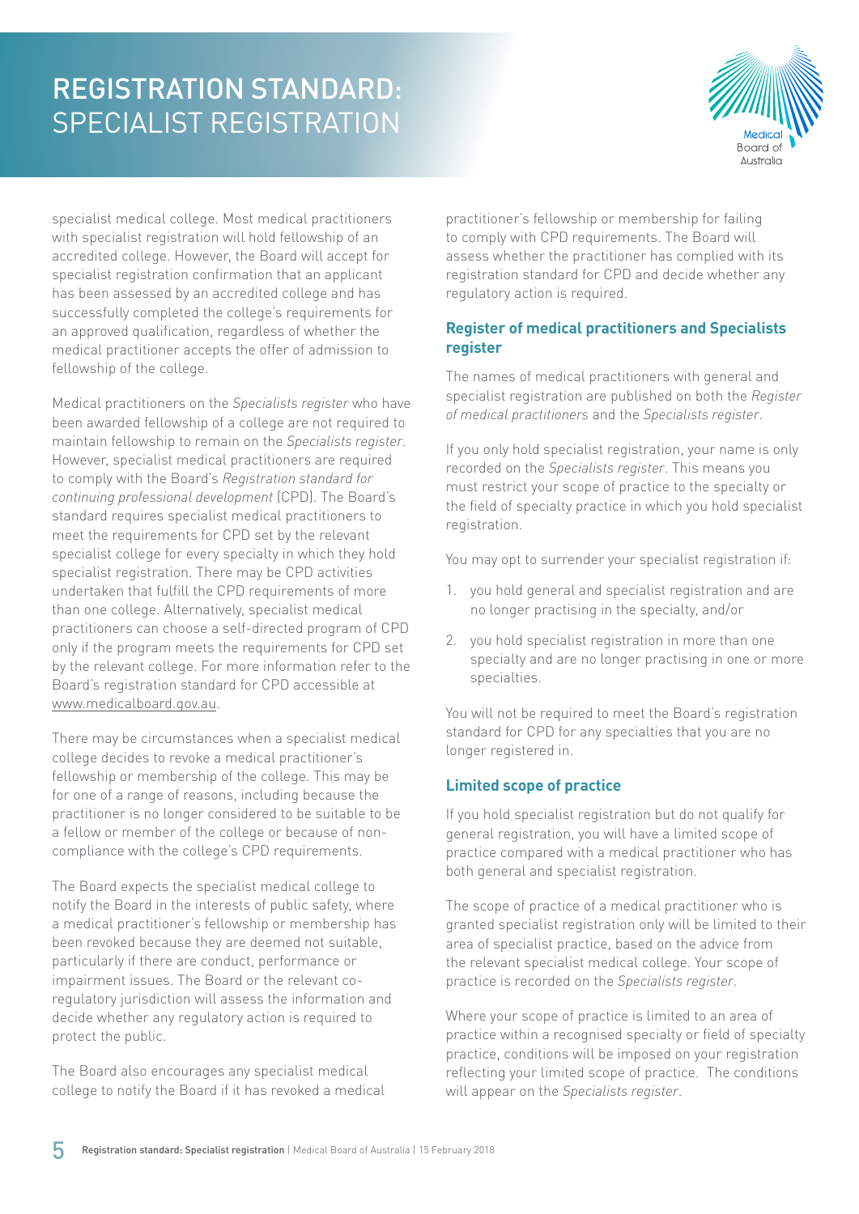specialist medical college. Most medical practitioners with specialist registration will hold fellowship of an accredited college. However, the Board will accept for specialist registration confirmation that an applicant has been assessed by an accredited college and has successfully completed the college's requirements for an approved qualification, regardless of whether the medical practitioner accepts the offer of admission to fellowship of the college.

Medical practitioners on the *Specialists register* who have been awarded fellowship of a college are not required to maintain fellowship to remain on the *Specialists register*. However, specialist medical practitioners are required to comply with the Board's *Registration standard for continuing professional development* (CPD). The Board's standard requires specialist medical practitioners to meet the requirements for CPD set by the relevant specialist college for every specialty in which they hold specialist registration. There may be CPD activities undertaken that fulfill the CPD requirements of more than one college. Alternatively, specialist medical practitioners can choose a self-directed program of CPD only if the program meets the requirements for CPD set by the relevant college. For more information refer to the Board's registration standard for CPD accessible at www.medicalboard.gov.au.

There may be circumstances when a specialist medical college decides to revoke a medical practitioner's fellowship or membership of the college. This may be for one of a range of reasons, including because the practitioner is no longer considered to be suitable to be a fellow or member of the college or because of non-compliance with the college's CPD requirements.

The Board expects the specialist medical college to notify the Board in the interests of public safety, where a medical practitioner's fellowship or membership has been revoked because they are deemed not suitable, particularly if there are conduct, performance or impairment issues. The Board or the relevant co-regulatory jurisdiction will assess the information and decide whether any regulatory action is required to protect the public.

The Board also encourages any specialist medical college to notify the Board if it has revoked a medical practitioner's fellowship or membership for failing to comply with CPD requirements. The Board will assess whether the practitioner has complied with its registration standard for CPD and decide whether any regulatory action is required.

### Register of medical practitioners and Specialists register

The names of medical practitioners with general and specialist registration are published on both the *Register of medical practitioners* and the *Specialists register*.

If you only hold specialist registration, your name is only recorded on the *Specialists register*. This means you must restrict your scope of practice to the specialty or the field of specialty practice in which you hold specialist registration.

You may opt to surrender your specialist registration if:

1. you hold general and specialist registration and are no longer practising in the specialty, and/or
2. you hold specialist registration in more than one specialty and are no longer practising in one or more specialties.

You will not be required to meet the Board's registration standard for CPD for any specialties that you are no longer registered in.

### Limited scope of practice

If you hold specialist registration but do not qualify for general registration, you will have a limited scope of practice compared with a medical practitioner who has both general and specialist registration.

The scope of practice of a medical practitioner who is granted specialist registration only will be limited to their area of specialist practice, based on the advice from the relevant specialist medical college. Your scope of practice is recorded on the *Specialists register*.

Where your scope of practice is limited to an area of practice within a recognised specialty or field of specialty practice, conditions will be imposed on your registration reflecting your limited scope of practice. The conditions will appear on the *Specialists register*.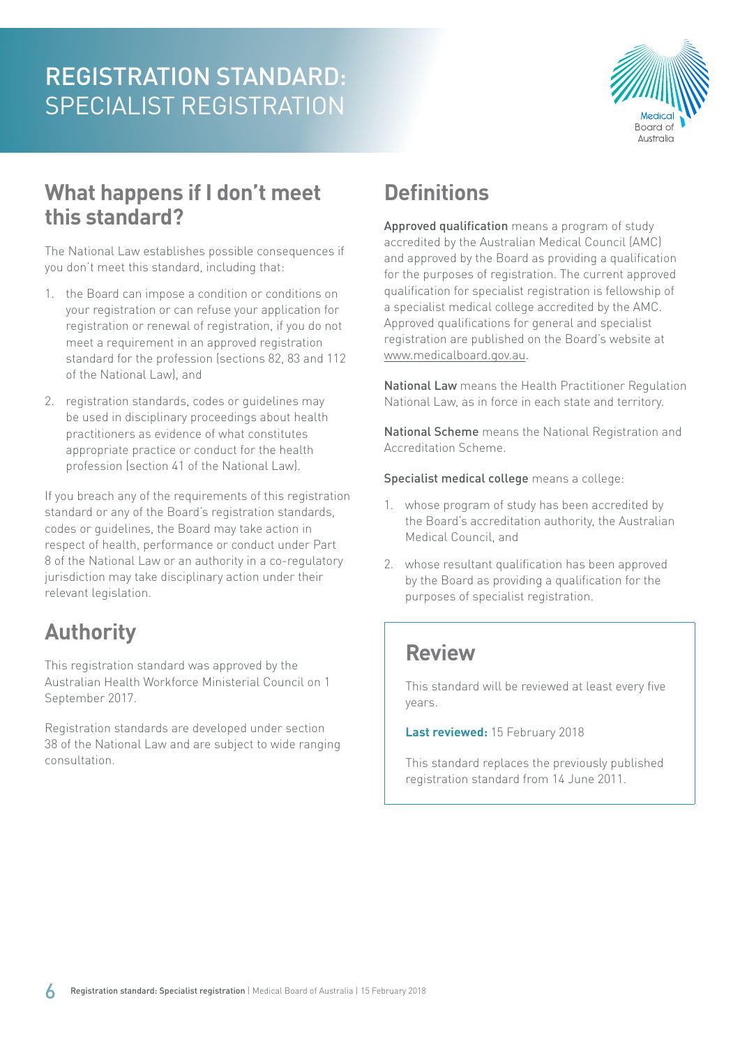# REGISTRATION STANDARD: SPECIALIST REGISTRATION

## What happens if I don't meet this standard?

The National Law establishes possible consequences if you don't meet this standard, including that:

1. the Board can impose a condition or conditions on your registration or can refuse your application for registration or renewal of registration, if you do not meet a requirement in an approved registration standard for the profession (sections 82, 83 and 112 of the National Law), and
2. registration standards, codes or guidelines may be used in disciplinary proceedings about health practitioners as evidence of what constitutes appropriate practice or conduct for the health profession (section 41 of the National Law).

If you breach any of the requirements of this registration standard or any of the Board's registration standards, codes or guidelines, the Board may take action in respect of health, performance or conduct under Part 8 of the National Law or an authority in a co-regulatory jurisdiction may take disciplinary action under their relevant legislation.

## Authority

This registration standard was approved by the Australian Health Workforce Ministerial Council on 1 September 2017.

Registration standards are developed under section 38 of the National Law and are subject to wide ranging consultation.

## Definitions

**Approved qualification** means a program of study accredited by the Australian Medical Council (AMC) and approved by the Board as providing a qualification for the purposes of registration. The current approved qualification for specialist registration is fellowship of a specialist medical college accredited by the AMC. Approved qualifications for general and specialist registration are published on the Board's website at www.medicalboard.gov.au.

**National Law** means the Health Practitioner Regulation National Law, as in force in each state and territory.

**National Scheme** means the National Registration and Accreditation Scheme.

**Specialist medical college** means a college:

1. whose program of study has been accredited by the Board's accreditation authority, the Australian Medical Council, and
2. whose resultant qualification has been approved by the Board as providing a qualification for the purposes of specialist registration.

## Review

This standard will be reviewed at least every five years.

**Last reviewed:** 15 February 2018

This standard replaces the previously published registration standard from 14 June 2011.